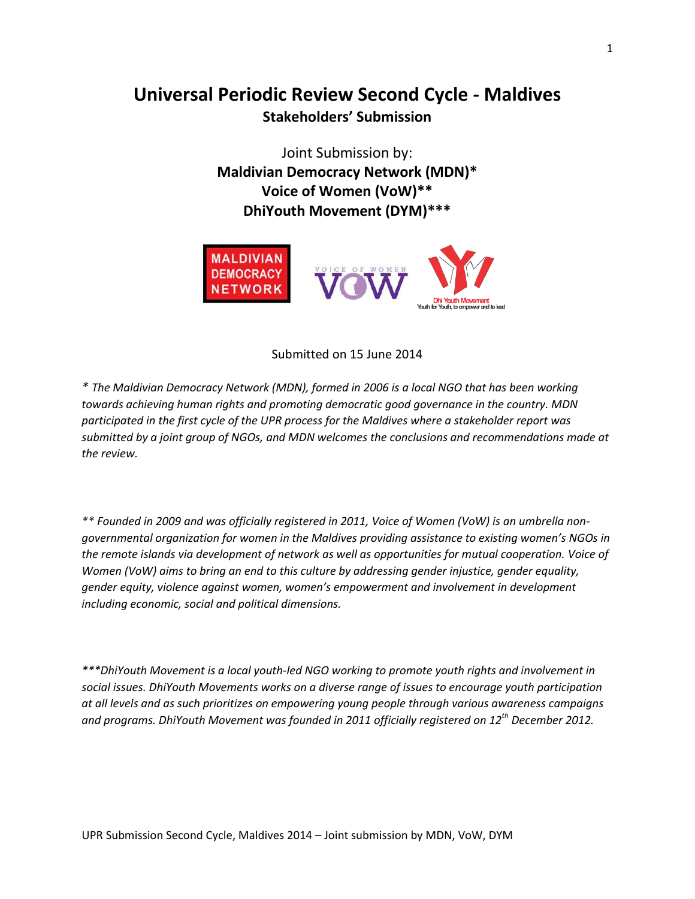# Universal Periodic Review Second Cycle - Maldives

**Stakeholders' Submission**

Joint Submission by:

**Maldivian Democracy Network (MDN)***

**Voice of Women (VoW)****

**DhiYouth Movement (DYM)*****

Submitted on 15 June 2014

*\* The Maldivian Democracy Network (MDN), formed in 2006 is a local NGO that has been working towards achieving human rights and promoting democratic good governance in the country. MDN participated in the first cycle of the UPR process for the Maldives where a stakeholder report was submitted by a joint group of NGOs, and MDN welcomes the conclusions and recommendations made at the review.*

*\*\* Founded in 2009 and was officially registered in 2011, Voice of Women (VoW) is an umbrella non-governmental organization for women in the Maldives providing assistance to existing women's NGOs in the remote islands via development of network as well as opportunities for mutual cooperation. Voice of Women (VoW) aims to bring an end to this culture by addressing gender injustice, gender equality, gender equity, violence against women, women's empowerment and involvement in development including economic, social and political dimensions.*

*\*\*\*DhiYouth Movement is a local youth-led NGO working to promote youth rights and involvement in social issues. DhiYouth Movements works on a diverse range of issues to encourage youth participation at all levels and as such prioritizes on empowering young people through various awareness campaigns and programs. DhiYouth Movement was founded in 2011 officially registered on 12th December 2012.*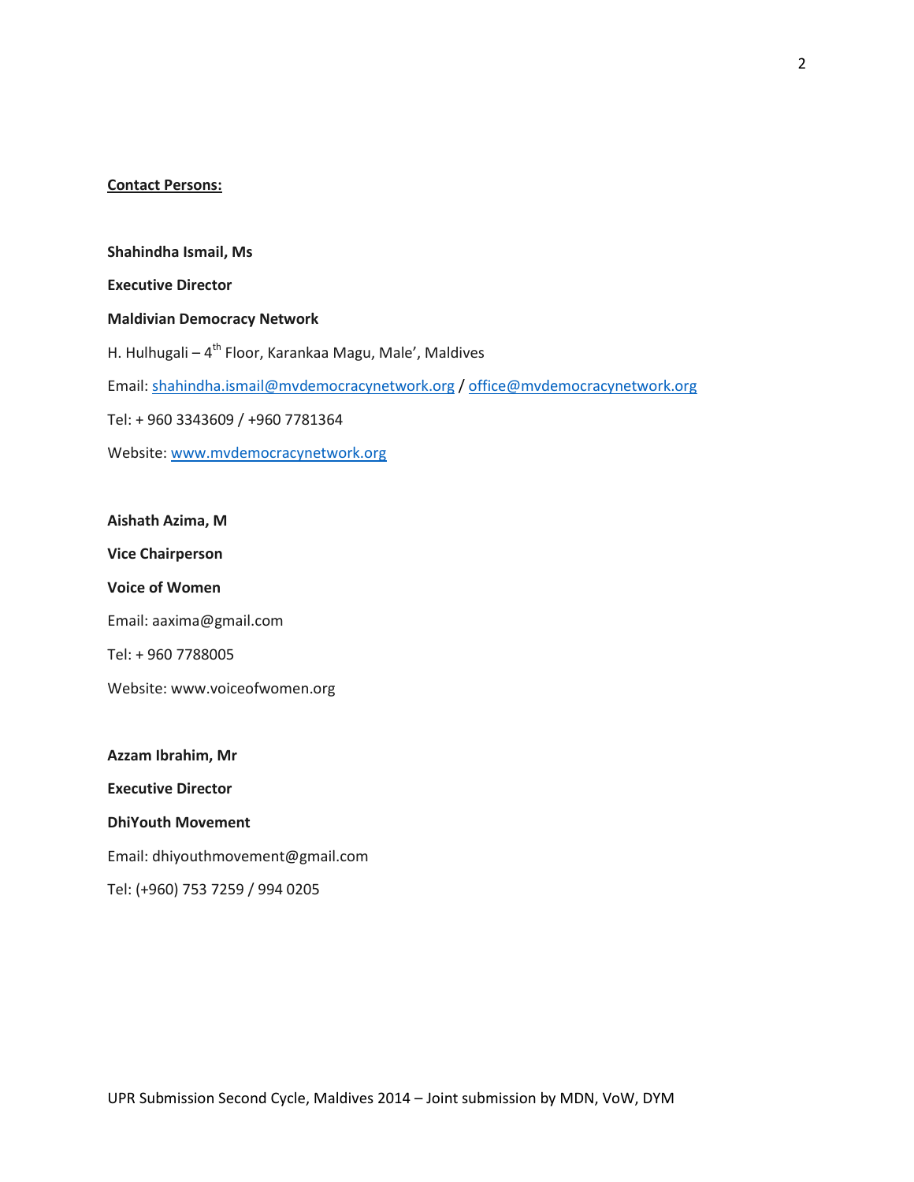**<u>Contact Persons:</u>**

**Shahindha Ismail, Ms**

**Executive Director**

**Maldivian Democracy Network**

H. Hulhugali – 4th Floor, Karankaa Magu, Male', Maldives

Email: shahindha.ismail@mvdemocracynetwork.org / office@mvdemocracynetwork.org

Tel: + 960 3343609 / +960 7781364

Website: www.mvdemocracynetwork.org

**Aishath Azima, M**

**Vice Chairperson**

**Voice of Women**

Email: aaxima@gmail.com

Tel: + 960 7788005

Website: www.voiceofwomen.org

**Azzam Ibrahim, Mr**

**Executive Director**

**DhiYouth Movement**

Email: dhiyouthmovement@gmail.com

Tel: (+960) 753 7259 / 994 0205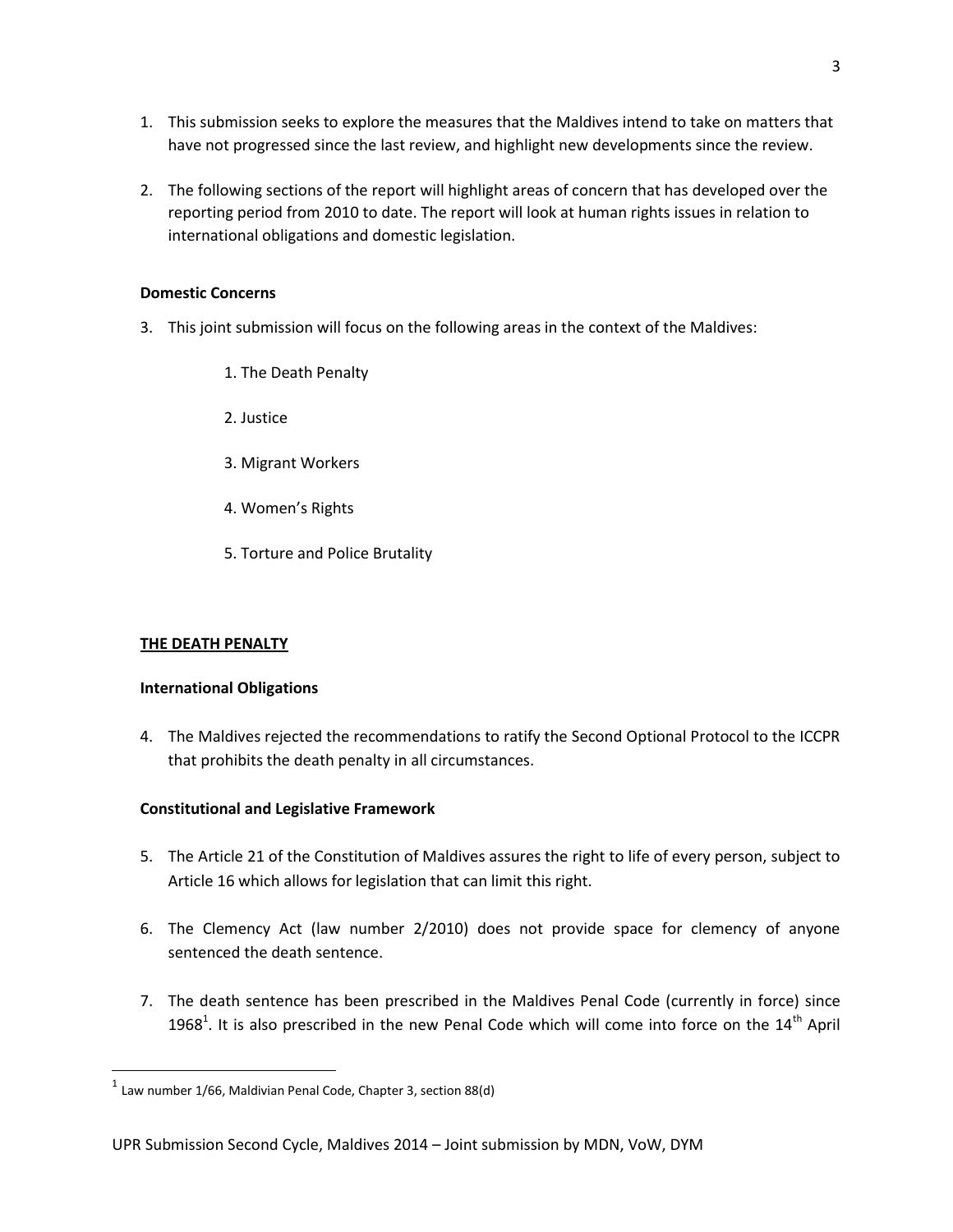1. This submission seeks to explore the measures that the Maldives intend to take on matters that have not progressed since the last review, and highlight new developments since the review.

2. The following sections of the report will highlight areas of concern that has developed over the reporting period from 2010 to date. The report will look at human rights issues in relation to international obligations and domestic legislation.

**Domestic Concerns**

3. This joint submission will focus on the following areas in the context of the Maldives:

    1. The Death Penalty

    2. Justice

    3. Migrant Workers

    4. Women's Rights

    5. Torture and Police Brutality

**THE DEATH PENALTY**

**International Obligations**

4. The Maldives rejected the recommendations to ratify the Second Optional Protocol to the ICCPR that prohibits the death penalty in all circumstances.

**Constitutional and Legislative Framework**

5. The Article 21 of the Constitution of Maldives assures the right to life of every person, subject to Article 16 which allows for legislation that can limit this right.

6. The Clemency Act (law number 2/2010) does not provide space for clemency of anyone sentenced the death sentence.

7. The death sentence has been prescribed in the Maldives Penal Code (currently in force) since 1968[1]. It is also prescribed in the new Penal Code which will come into force on the 14th April

---

[1] Law number 1/66, Maldivian Penal Code, Chapter 3, section 88(d)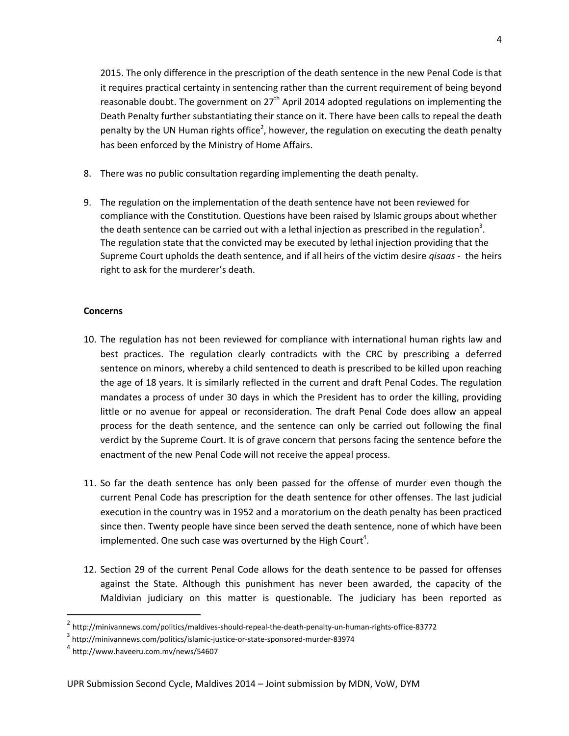2015. The only difference in the prescription of the death sentence in the new Penal Code is that it requires practical certainty in sentencing rather than the current requirement of being beyond reasonable doubt. The government on 27th April 2014 adopted regulations on implementing the Death Penalty further substantiating their stance on it. There have been calls to repeal the death penalty by the UN Human rights office[2], however, the regulation on executing the death penalty has been enforced by the Ministry of Home Affairs.

8. There was no public consultation regarding implementing the death penalty.

9. The regulation on the implementation of the death sentence have not been reviewed for compliance with the Constitution. Questions have been raised by Islamic groups about whether the death sentence can be carried out with a lethal injection as prescribed in the regulation[3]. The regulation state that the convicted may be executed by lethal injection providing that the Supreme Court upholds the death sentence, and if all heirs of the victim desire *qisaas* - the heirs right to ask for the murderer's death.

**Concerns**

10. The regulation has not been reviewed for compliance with international human rights law and best practices. The regulation clearly contradicts with the CRC by prescribing a deferred sentence on minors, whereby a child sentenced to death is prescribed to be killed upon reaching the age of 18 years. It is similarly reflected in the current and draft Penal Codes. The regulation mandates a process of under 30 days in which the President has to order the killing, providing little or no avenue for appeal or reconsideration. The draft Penal Code does allow an appeal process for the death sentence, and the sentence can only be carried out following the final verdict by the Supreme Court. It is of grave concern that persons facing the sentence before the enactment of the new Penal Code will not receive the appeal process.

11. So far the death sentence has only been passed for the offense of murder even though the current Penal Code has prescription for the death sentence for other offenses. The last judicial execution in the country was in 1952 and a moratorium on the death penalty has been practiced since then. Twenty people have since been served the death sentence, none of which have been implemented. One such case was overturned by the High Court[4].

12. Section 29 of the current Penal Code allows for the death sentence to be passed for offenses against the State. Although this punishment has never been awarded, the capacity of the Maldivian judiciary on this matter is questionable. The judiciary has been reported as

---

[2] http://minivannews.com/politics/maldives-should-repeal-the-death-penalty-un-human-rights-office-83772

[3] http://minivannews.com/politics/islamic-justice-or-state-sponsored-murder-83974

[4] http://www.haveeru.com.mv/news/54607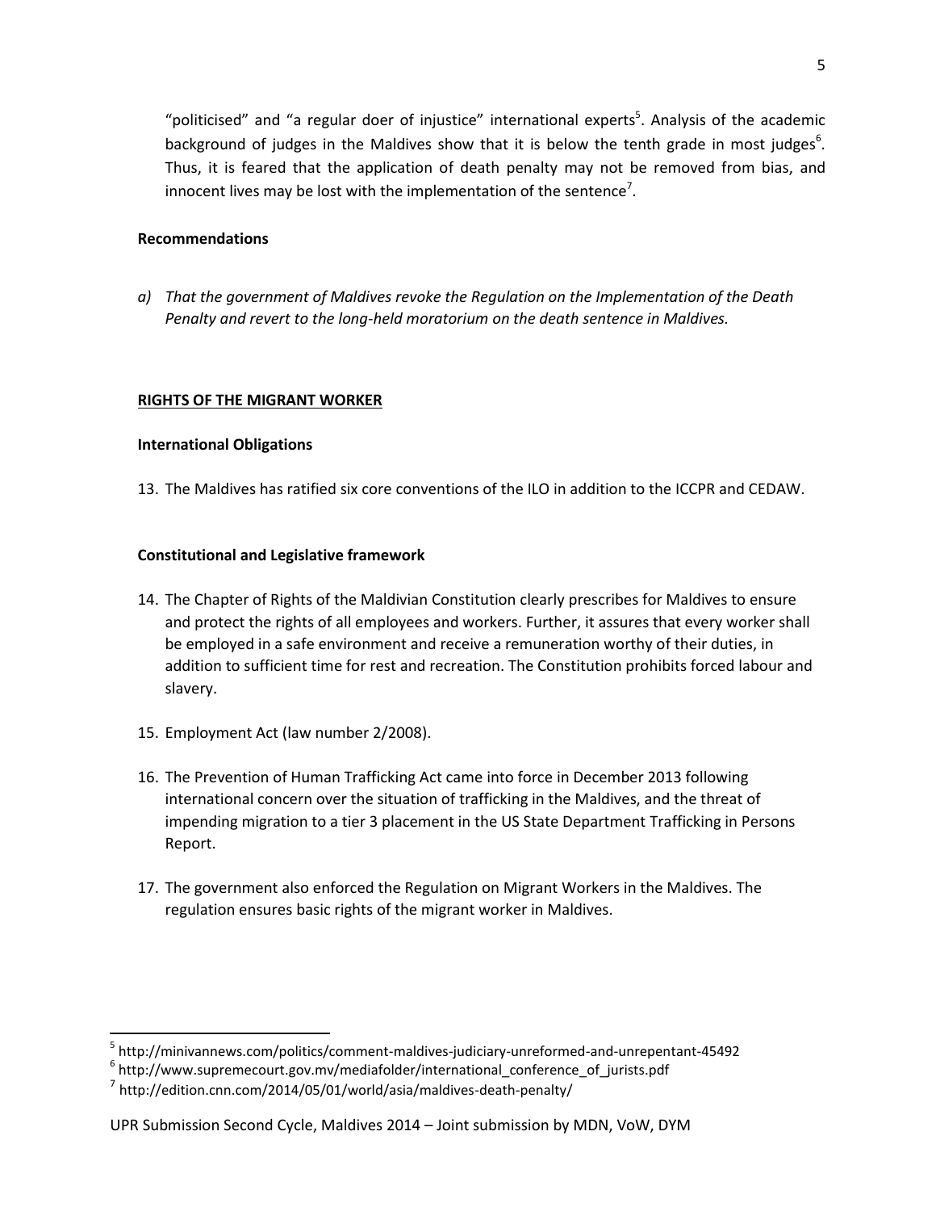"politicised" and "a regular doer of injustice" international experts[5]. Analysis of the academic background of judges in the Maldives show that it is below the tenth grade in most judges[6]. Thus, it is feared that the application of death penalty may not be removed from bias, and innocent lives may be lost with the implementation of the sentence[7].

**Recommendations**

*a) That the government of Maldives revoke the Regulation on the Implementation of the Death Penalty and revert to the long-held moratorium on the death sentence in Maldives.*

**RIGHTS OF THE MIGRANT WORKER**

**International Obligations**

13. The Maldives has ratified six core conventions of the ILO in addition to the ICCPR and CEDAW.

**Constitutional and Legislative framework**

14. The Chapter of Rights of the Maldivian Constitution clearly prescribes for Maldives to ensure and protect the rights of all employees and workers. Further, it assures that every worker shall be employed in a safe environment and receive a remuneration worthy of their duties, in addition to sufficient time for rest and recreation. The Constitution prohibits forced labour and slavery.

15. Employment Act (law number 2/2008).

16. The Prevention of Human Trafficking Act came into force in December 2013 following international concern over the situation of trafficking in the Maldives, and the threat of impending migration to a tier 3 placement in the US State Department Trafficking in Persons Report.

17. The government also enforced the Regulation on Migrant Workers in the Maldives. The regulation ensures basic rights of the migrant worker in Maldives.

---

[5] http://minivannews.com/politics/comment-maldives-judiciary-unreformed-and-unrepentant-45492

[6] http://www.supremecourt.gov.mv/mediafolder/international_conference_of_jurists.pdf

[7] http://edition.cnn.com/2014/05/01/world/asia/maldives-death-penalty/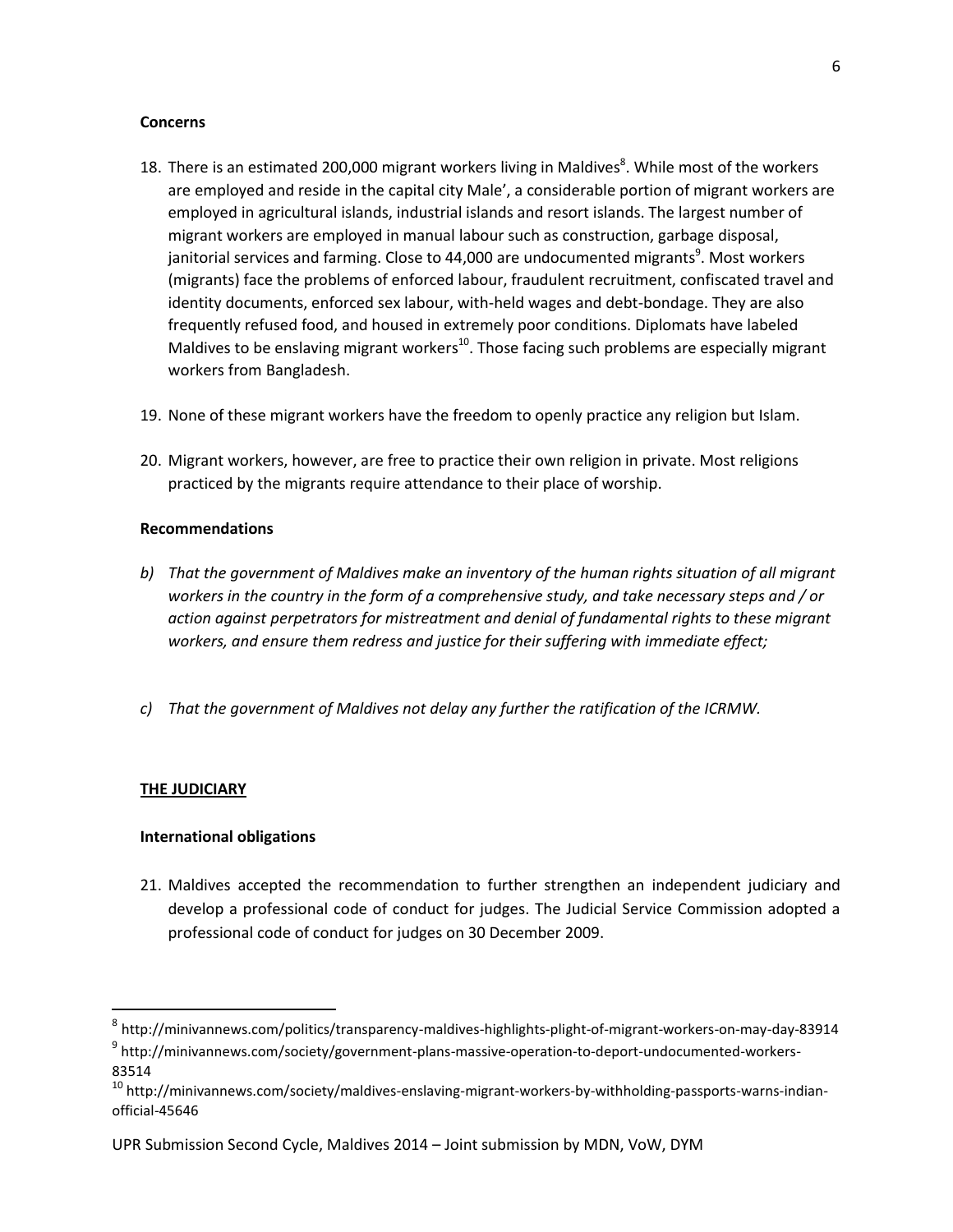**Concerns**

18. There is an estimated 200,000 migrant workers living in Maldives[8]. While most of the workers are employed and reside in the capital city Male', a considerable portion of migrant workers are employed in agricultural islands, industrial islands and resort islands. The largest number of migrant workers are employed in manual labour such as construction, garbage disposal, janitorial services and farming. Close to 44,000 are undocumented migrants[9]. Most workers (migrants) face the problems of enforced labour, fraudulent recruitment, confiscated travel and identity documents, enforced sex labour, with-held wages and debt-bondage. They are also frequently refused food, and housed in extremely poor conditions. Diplomats have labeled Maldives to be enslaving migrant workers[10]. Those facing such problems are especially migrant workers from Bangladesh.

19. None of these migrant workers have the freedom to openly practice any religion but Islam.

20. Migrant workers, however, are free to practice their own religion in private. Most religions practiced by the migrants require attendance to their place of worship.

**Recommendations**

*b) That the government of Maldives make an inventory of the human rights situation of all migrant workers in the country in the form of a comprehensive study, and take necessary steps and / or action against perpetrators for mistreatment and denial of fundamental rights to these migrant workers, and ensure them redress and justice for their suffering with immediate effect;*

*c) That the government of Maldives not delay any further the ratification of the ICRMW.*

**THE JUDICIARY**

**International obligations**

21. Maldives accepted the recommendation to further strengthen an independent judiciary and develop a professional code of conduct for judges. The Judicial Service Commission adopted a professional code of conduct for judges on 30 December 2009.

---

[8] http://minivannews.com/politics/transparency-maldives-highlights-plight-of-migrant-workers-on-may-day-83914

[9] http://minivannews.com/society/government-plans-massive-operation-to-deport-undocumented-workers-83514

[10] http://minivannews.com/society/maldives-enslaving-migrant-workers-by-withholding-passports-warns-indian-official-45646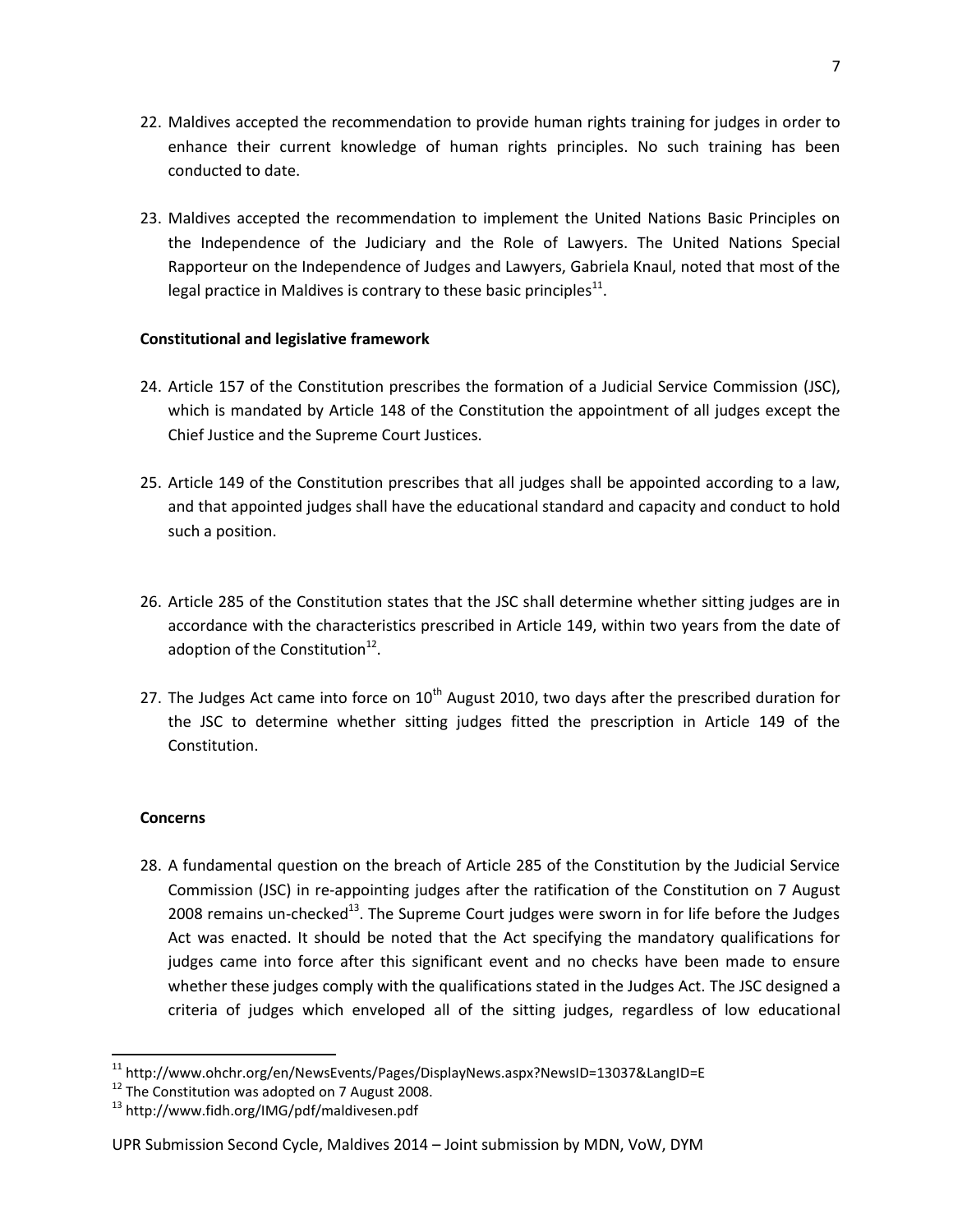22. Maldives accepted the recommendation to provide human rights training for judges in order to enhance their current knowledge of human rights principles. No such training has been conducted to date.

23. Maldives accepted the recommendation to implement the United Nations Basic Principles on the Independence of the Judiciary and the Role of Lawyers. The United Nations Special Rapporteur on the Independence of Judges and Lawyers, Gabriela Knaul, noted that most of the legal practice in Maldives is contrary to these basic principles[11].

**Constitutional and legislative framework**

24. Article 157 of the Constitution prescribes the formation of a Judicial Service Commission (JSC), which is mandated by Article 148 of the Constitution the appointment of all judges except the Chief Justice and the Supreme Court Justices.

25. Article 149 of the Constitution prescribes that all judges shall be appointed according to a law, and that appointed judges shall have the educational standard and capacity and conduct to hold such a position.

26. Article 285 of the Constitution states that the JSC shall determine whether sitting judges are in accordance with the characteristics prescribed in Article 149, within two years from the date of adoption of the Constitution[12].

27. The Judges Act came into force on 10th August 2010, two days after the prescribed duration for the JSC to determine whether sitting judges fitted the prescription in Article 149 of the Constitution.

**Concerns**

28. A fundamental question on the breach of Article 285 of the Constitution by the Judicial Service Commission (JSC) in re-appointing judges after the ratification of the Constitution on 7 August 2008 remains un-checked[13]. The Supreme Court judges were sworn in for life before the Judges Act was enacted. It should be noted that the Act specifying the mandatory qualifications for judges came into force after this significant event and no checks have been made to ensure whether these judges comply with the qualifications stated in the Judges Act. The JSC designed a criteria of judges which enveloped all of the sitting judges, regardless of low educational

---

[11] http://www.ohchr.org/en/NewsEvents/Pages/DisplayNews.aspx?NewsID=13037&LangID=E

[12] The Constitution was adopted on 7 August 2008.

[13] http://www.fidh.org/IMG/pdf/maldivesen.pdf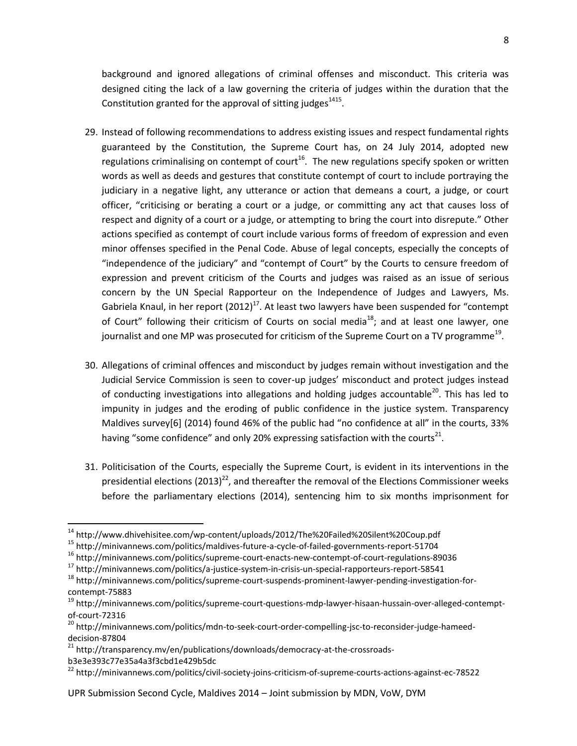background and ignored allegations of criminal offenses and misconduct. This criteria was designed citing the lack of a law governing the criteria of judges within the duration that the Constitution granted for the approval of sitting judges[14][15].

29. Instead of following recommendations to address existing issues and respect fundamental rights guaranteed by the Constitution, the Supreme Court has, on 24 July 2014, adopted new regulations criminalising on contempt of court[16]. The new regulations specify spoken or written words as well as deeds and gestures that constitute contempt of court to include portraying the judiciary in a negative light, any utterance or action that demeans a court, a judge, or court officer, "criticising or berating a court or a judge, or committing any act that causes loss of respect and dignity of a court or a judge, or attempting to bring the court into disrepute." Other actions specified as contempt of court include various forms of freedom of expression and even minor offenses specified in the Penal Code. Abuse of legal concepts, especially the concepts of "independence of the judiciary" and "contempt of Court" by the Courts to censure freedom of expression and prevent criticism of the Courts and judges was raised as an issue of serious concern by the UN Special Rapporteur on the Independence of Judges and Lawyers, Ms. Gabriela Knaul, in her report (2012)[17]. At least two lawyers have been suspended for "contempt of Court" following their criticism of Courts on social media[18]; and at least one lawyer, one journalist and one MP was prosecuted for criticism of the Supreme Court on a TV programme[19].

30. Allegations of criminal offences and misconduct by judges remain without investigation and the Judicial Service Commission is seen to cover-up judges' misconduct and protect judges instead of conducting investigations into allegations and holding judges accountable[20]. This has led to impunity in judges and the eroding of public confidence in the justice system. Transparency Maldives survey[6] (2014) found 46% of the public had "no confidence at all" in the courts, 33% having "some confidence" and only 20% expressing satisfaction with the courts[21].

31. Politicisation of the Courts, especially the Supreme Court, is evident in its interventions in the presidential elections (2013)[22], and thereafter the removal of the Elections Commissioner weeks before the parliamentary elections (2014), sentencing him to six months imprisonment for

---

[14] http://www.dhivehisitee.com/wp-content/uploads/2012/The%20Failed%20Silent%20Coup.pdf

[15] http://minivannews.com/politics/maldives-future-a-cycle-of-failed-governments-report-51704

[16] http://minivannews.com/politics/supreme-court-enacts-new-contempt-of-court-regulations-89036

[17] http://minivannews.com/politics/a-justice-system-in-crisis-un-special-rapporteurs-report-58541

[18] http://minivannews.com/politics/supreme-court-suspends-prominent-lawyer-pending-investigation-for-contempt-75883

[19] http://minivannews.com/politics/supreme-court-questions-mdp-lawyer-hisaan-hussain-over-alleged-contempt-of-court-72316

[20] http://minivannews.com/politics/mdn-to-seek-court-order-compelling-jsc-to-reconsider-judge-hameed-decision-87804

[21] http://transparency.mv/en/publications/downloads/democracy-at-the-crossroads-b3e3e393c77e35a4a3f3cbd1e429b5dc

[22] http://minivannews.com/politics/civil-society-joins-criticism-of-supreme-courts-actions-against-ec-78522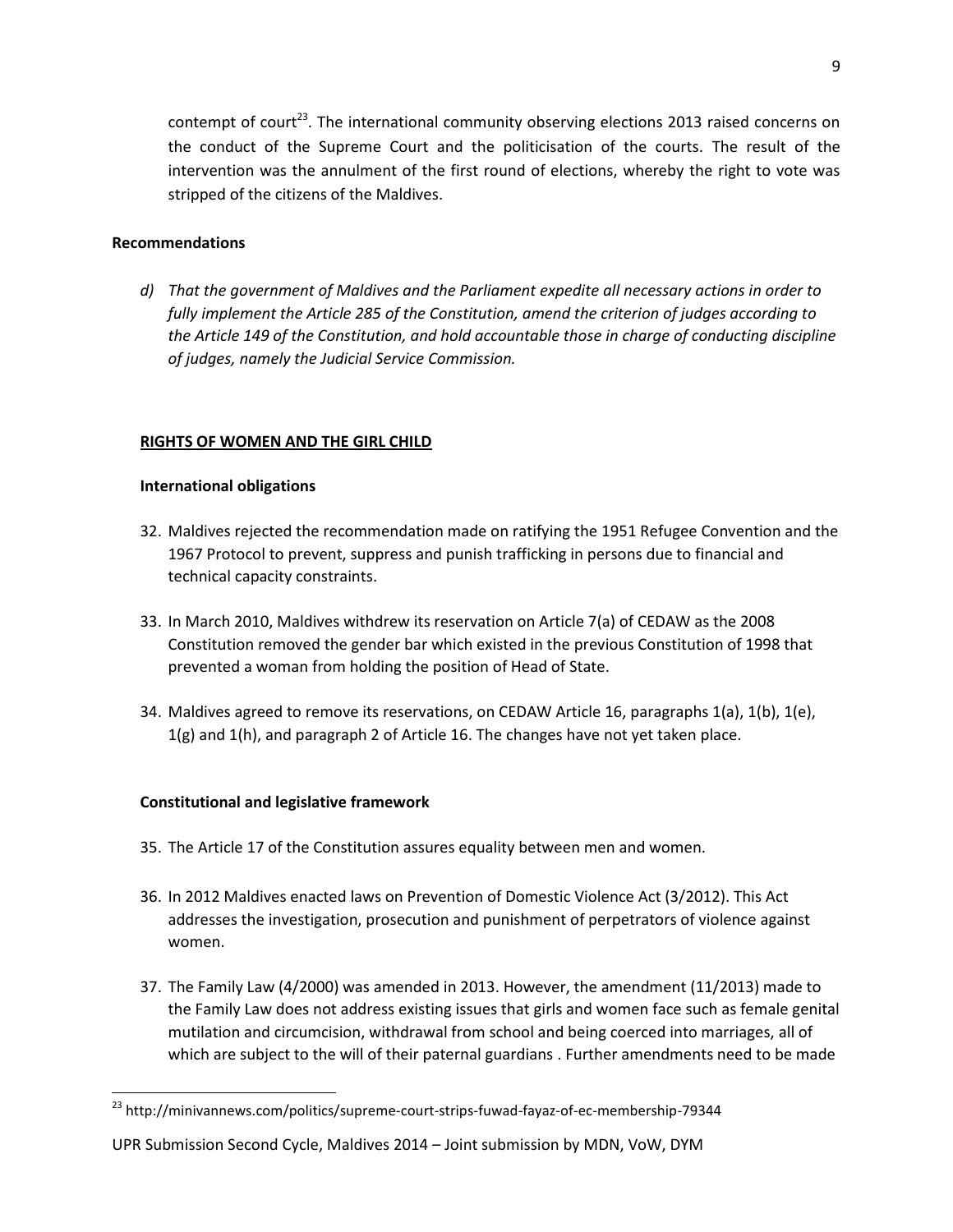contempt of court[23]. The international community observing elections 2013 raised concerns on the conduct of the Supreme Court and the politicisation of the courts. The result of the intervention was the annulment of the first round of elections, whereby the right to vote was stripped of the citizens of the Maldives.

**Recommendations**

*d) That the government of Maldives and the Parliament expedite all necessary actions in order to fully implement the Article 285 of the Constitution, amend the criterion of judges according to the Article 149 of the Constitution, and hold accountable those in charge of conducting discipline of judges, namely the Judicial Service Commission.*

**RIGHTS OF WOMEN AND THE GIRL CHILD**

**International obligations**

32. Maldives rejected the recommendation made on ratifying the 1951 Refugee Convention and the 1967 Protocol to prevent, suppress and punish trafficking in persons due to financial and technical capacity constraints.

33. In March 2010, Maldives withdrew its reservation on Article 7(a) of CEDAW as the 2008 Constitution removed the gender bar which existed in the previous Constitution of 1998 that prevented a woman from holding the position of Head of State.

34. Maldives agreed to remove its reservations, on CEDAW Article 16, paragraphs 1(a), 1(b), 1(e), 1(g) and 1(h), and paragraph 2 of Article 16. The changes have not yet taken place.

**Constitutional and legislative framework**

35. The Article 17 of the Constitution assures equality between men and women.

36. In 2012 Maldives enacted laws on Prevention of Domestic Violence Act (3/2012). This Act addresses the investigation, prosecution and punishment of perpetrators of violence against women.

37. The Family Law (4/2000) was amended in 2013. However, the amendment (11/2013) made to the Family Law does not address existing issues that girls and women face such as female genital mutilation and circumcision, withdrawal from school and being coerced into marriages, all of which are subject to the will of their paternal guardians . Further amendments need to be made

[23] http://minivannews.com/politics/supreme-court-strips-fuwad-fayaz-of-ec-membership-79344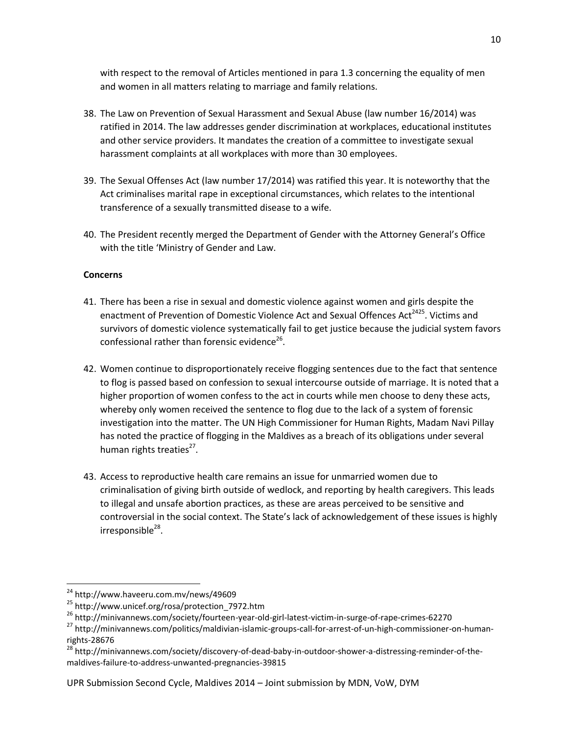with respect to the removal of Articles mentioned in para 1.3 concerning the equality of men and women in all matters relating to marriage and family relations.

38. The Law on Prevention of Sexual Harassment and Sexual Abuse (law number 16/2014) was ratified in 2014. The law addresses gender discrimination at workplaces, educational institutes and other service providers. It mandates the creation of a committee to investigate sexual harassment complaints at all workplaces with more than 30 employees.

39. The Sexual Offenses Act (law number 17/2014) was ratified this year. It is noteworthy that the Act criminalises marital rape in exceptional circumstances, which relates to the intentional transference of a sexually transmitted disease to a wife.

40. The President recently merged the Department of Gender with the Attorney General's Office with the title 'Ministry of Gender and Law.

**Concerns**

41. There has been a rise in sexual and domestic violence against women and girls despite the enactment of Prevention of Domestic Violence Act and Sexual Offences Act[24][25]. Victims and survivors of domestic violence systematically fail to get justice because the judicial system favors confessional rather than forensic evidence[26].

42. Women continue to disproportionately receive flogging sentences due to the fact that sentence to flog is passed based on confession to sexual intercourse outside of marriage. It is noted that a higher proportion of women confess to the act in courts while men choose to deny these acts, whereby only women received the sentence to flog due to the lack of a system of forensic investigation into the matter. The UN High Commissioner for Human Rights, Madam Navi Pillay has noted the practice of flogging in the Maldives as a breach of its obligations under several human rights treaties[27].

43. Access to reproductive health care remains an issue for unmarried women due to criminalisation of giving birth outside of wedlock, and reporting by health caregivers. This leads to illegal and unsafe abortion practices, as these are areas perceived to be sensitive and controversial in the social context. The State's lack of acknowledgement of these issues is highly irresponsible[28].

---

[24] http://www.haveeru.com.mv/news/49609

[25] http://www.unicef.org/rosa/protection_7972.htm

[26] http://minivannews.com/society/fourteen-year-old-girl-latest-victim-in-surge-of-rape-crimes-62270

[27] http://minivannews.com/politics/maldivian-islamic-groups-call-for-arrest-of-un-high-commissioner-on-human-rights-28676

[28] http://minivannews.com/society/discovery-of-dead-baby-in-outdoor-shower-a-distressing-reminder-of-the-maldives-failure-to-address-unwanted-pregnancies-39815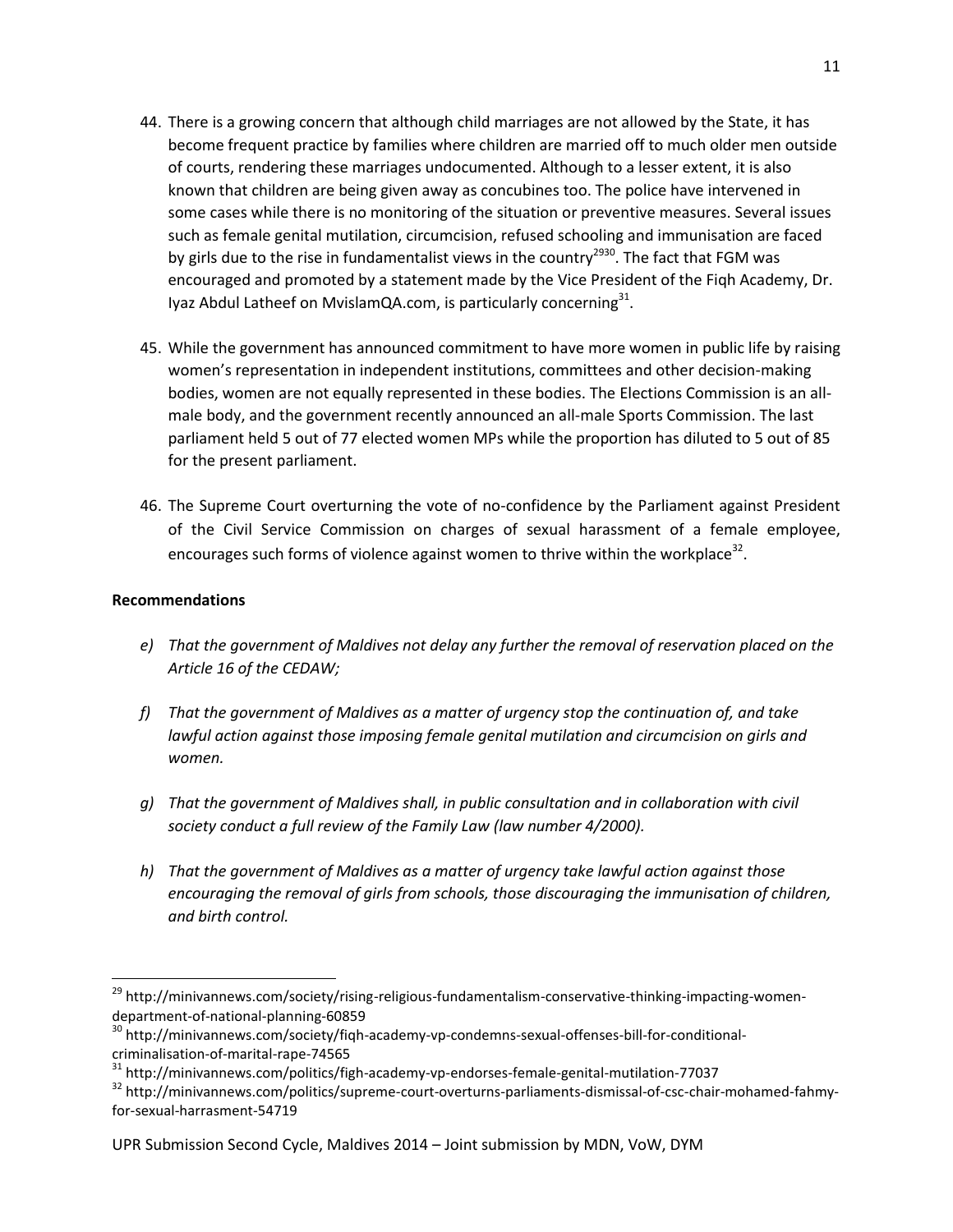44. There is a growing concern that although child marriages are not allowed by the State, it has become frequent practice by families where children are married off to much older men outside of courts, rendering these marriages undocumented. Although to a lesser extent, it is also known that children are being given away as concubines too. The police have intervened in some cases while there is no monitoring of the situation or preventive measures. Several issues such as female genital mutilation, circumcision, refused schooling and immunisation are faced by girls due to the rise in fundamentalist views in the country[29][30]. The fact that FGM was encouraged and promoted by a statement made by the Vice President of the Fiqh Academy, Dr. Iyaz Abdul Latheef on MvislamQA.com, is particularly concerning[31].

45. While the government has announced commitment to have more women in public life by raising women's representation in independent institutions, committees and other decision-making bodies, women are not equally represented in these bodies. The Elections Commission is an all-male body, and the government recently announced an all-male Sports Commission. The last parliament held 5 out of 77 elected women MPs while the proportion has diluted to 5 out of 85 for the present parliament.

46. The Supreme Court overturning the vote of no-confidence by the Parliament against President of the Civil Service Commission on charges of sexual harassment of a female employee, encourages such forms of violence against women to thrive within the workplace[32].

**Recommendations**

e) *That the government of Maldives not delay any further the removal of reservation placed on the Article 16 of the CEDAW;*

f) *That the government of Maldives as a matter of urgency stop the continuation of, and take lawful action against those imposing female genital mutilation and circumcision on girls and women.*

g) *That the government of Maldives shall, in public consultation and in collaboration with civil society conduct a full review of the Family Law (law number 4/2000).*

h) *That the government of Maldives as a matter of urgency take lawful action against those encouraging the removal of girls from schools, those discouraging the immunisation of children, and birth control.*

---

[29] http://minivannews.com/society/rising-religious-fundamentalism-conservative-thinking-impacting-women-department-of-national-planning-60859

[30] http://minivannews.com/society/fiqh-academy-vp-condemns-sexual-offenses-bill-for-conditional-criminalisation-of-marital-rape-74565

[31] http://minivannews.com/politics/figh-academy-vp-endorses-female-genital-mutilation-77037

[32] http://minivannews.com/politics/supreme-court-overturns-parliaments-dismissal-of-csc-chair-mohamed-fahmy-for-sexual-harrasment-54719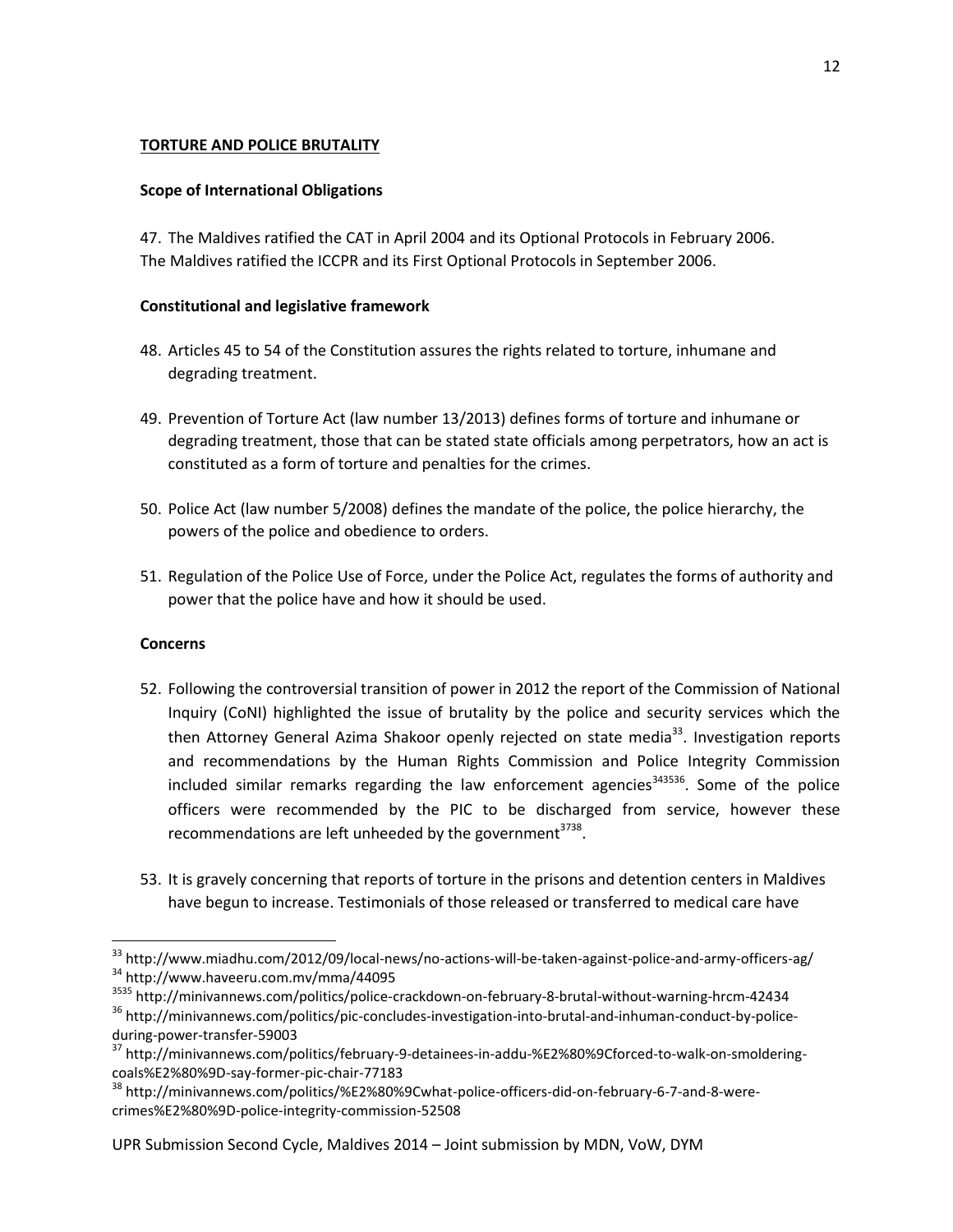## TORTURE AND POLICE BRUTALITY

### Scope of International Obligations

47. The Maldives ratified the CAT in April 2004 and its Optional Protocols in February 2006. The Maldives ratified the ICCPR and its First Optional Protocols in September 2006.

### Constitutional and legislative framework

48. Articles 45 to 54 of the Constitution assures the rights related to torture, inhumane and degrading treatment.

49. Prevention of Torture Act (law number 13/2013) defines forms of torture and inhumane or degrading treatment, those that can be stated state officials among perpetrators, how an act is constituted as a form of torture and penalties for the crimes.

50. Police Act (law number 5/2008) defines the mandate of the police, the police hierarchy, the powers of the police and obedience to orders.

51. Regulation of the Police Use of Force, under the Police Act, regulates the forms of authority and power that the police have and how it should be used.

### Concerns

52. Following the controversial transition of power in 2012 the report of the Commission of National Inquiry (CoNI) highlighted the issue of brutality by the police and security services which the then Attorney General Azima Shakoor openly rejected on state media[33]. Investigation reports and recommendations by the Human Rights Commission and Police Integrity Commission included similar remarks regarding the law enforcement agencies[34][35][36]. Some of the police officers were recommended by the PIC to be discharged from service, however these recommendations are left unheeded by the government[37][38].

53. It is gravely concerning that reports of torture in the prisons and detention centers in Maldives have begun to increase. Testimonials of those released or transferred to medical care have

---

[33] http://www.miadhu.com/2012/09/local-news/no-actions-will-be-taken-against-police-and-army-officers-ag/

[34] http://www.haveeru.com.mv/mma/44095

[3535] http://minivannews.com/politics/police-crackdown-on-february-8-brutal-without-warning-hrcm-42434

[36] http://minivannews.com/politics/pic-concludes-investigation-into-brutal-and-inhuman-conduct-by-police-during-power-transfer-59003

[37] http://minivannews.com/politics/february-9-detainees-in-addu-%E2%80%9Cforced-to-walk-on-smoldering-coals%E2%80%9D-say-former-pic-chair-77183

[38] http://minivannews.com/politics/%E2%80%9Cwhat-police-officers-did-on-february-6-7-and-8-were-crimes%E2%80%9D-police-integrity-commission-52508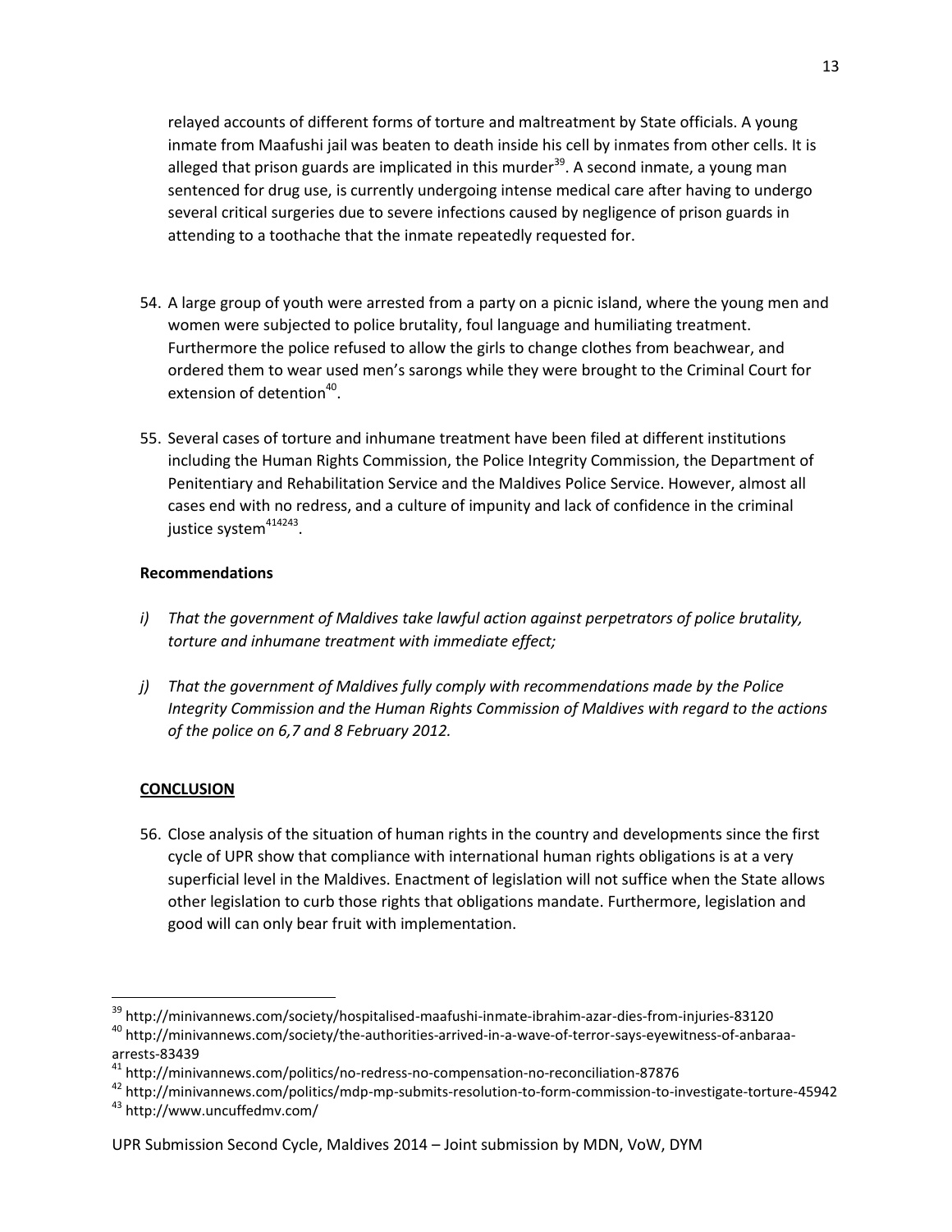relayed accounts of different forms of torture and maltreatment by State officials. A young inmate from Maafushi jail was beaten to death inside his cell by inmates from other cells. It is alleged that prison guards are implicated in this murder[39]. A second inmate, a young man sentenced for drug use, is currently undergoing intense medical care after having to undergo several critical surgeries due to severe infections caused by negligence of prison guards in attending to a toothache that the inmate repeatedly requested for.

54. A large group of youth were arrested from a party on a picnic island, where the young men and women were subjected to police brutality, foul language and humiliating treatment. Furthermore the police refused to allow the girls to change clothes from beachwear, and ordered them to wear used men's sarongs while they were brought to the Criminal Court for extension of detention[40].

55. Several cases of torture and inhumane treatment have been filed at different institutions including the Human Rights Commission, the Police Integrity Commission, the Department of Penitentiary and Rehabilitation Service and the Maldives Police Service. However, almost all cases end with no redress, and a culture of impunity and lack of confidence in the criminal justice system[41][42][43].

**Recommendations**

*i) That the government of Maldives take lawful action against perpetrators of police brutality, torture and inhumane treatment with immediate effect;*

*j) That the government of Maldives fully comply with recommendations made by the Police Integrity Commission and the Human Rights Commission of Maldives with regard to the actions of the police on 6,7 and 8 February 2012.*

## CONCLUSION

56. Close analysis of the situation of human rights in the country and developments since the first cycle of UPR show that compliance with international human rights obligations is at a very superficial level in the Maldives. Enactment of legislation will not suffice when the State allows other legislation to curb those rights that obligations mandate. Furthermore, legislation and good will can only bear fruit with implementation.

---

[39] http://minivannews.com/society/hospitalised-maafushi-inmate-ibrahim-azar-dies-from-injuries-83120

[40] http://minivannews.com/society/the-authorities-arrived-in-a-wave-of-terror-says-eyewitness-of-anbaraa-arrests-83439

[41] http://minivannews.com/politics/no-redress-no-compensation-no-reconciliation-87876

[42] http://minivannews.com/politics/mdp-mp-submits-resolution-to-form-commission-to-investigate-torture-45942

[43] http://www.uncuffedmv.com/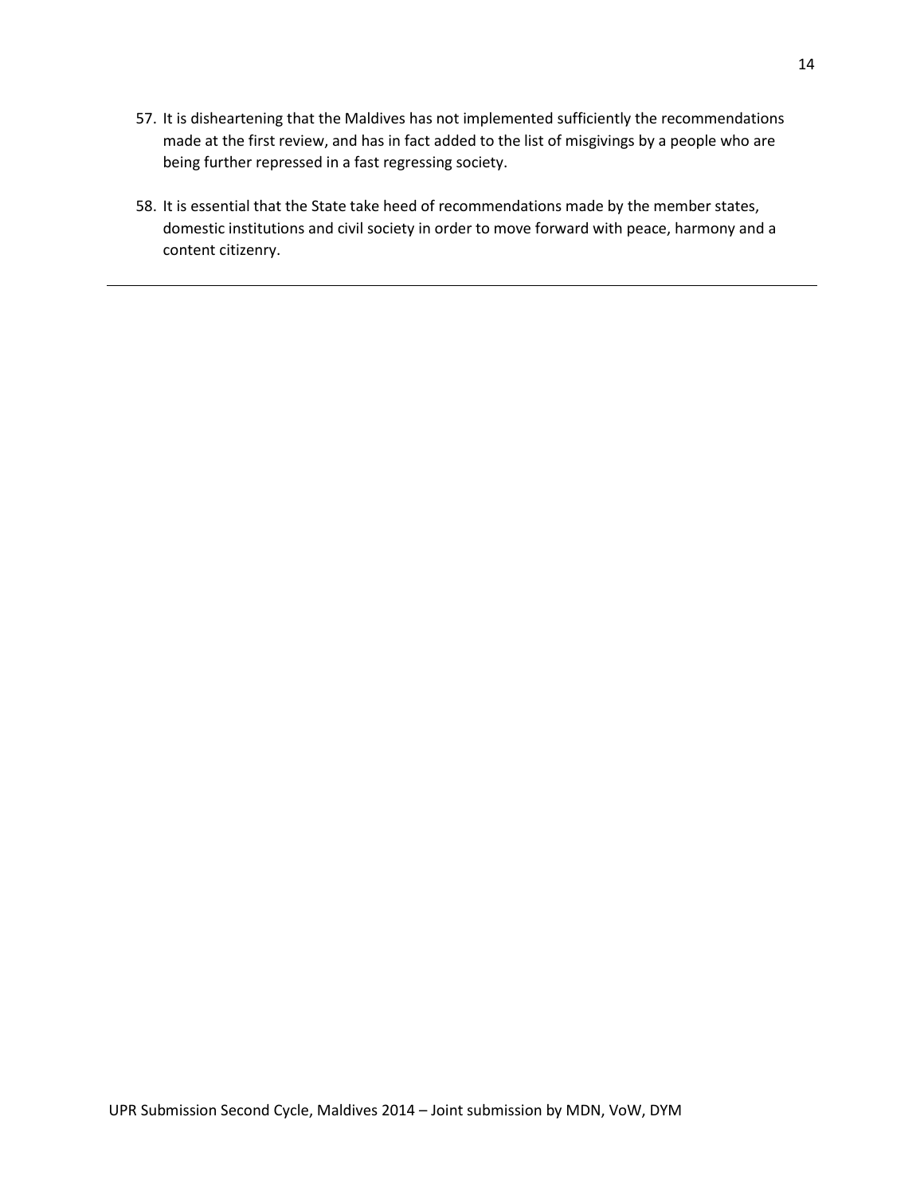57. It is disheartening that the Maldives has not implemented sufficiently the recommendations made at the first review, and has in fact added to the list of misgivings by a people who are being further repressed in a fast regressing society.

58. It is essential that the State take heed of recommendations made by the member states, domestic institutions and civil society in order to move forward with peace, harmony and a content citizenry.

---